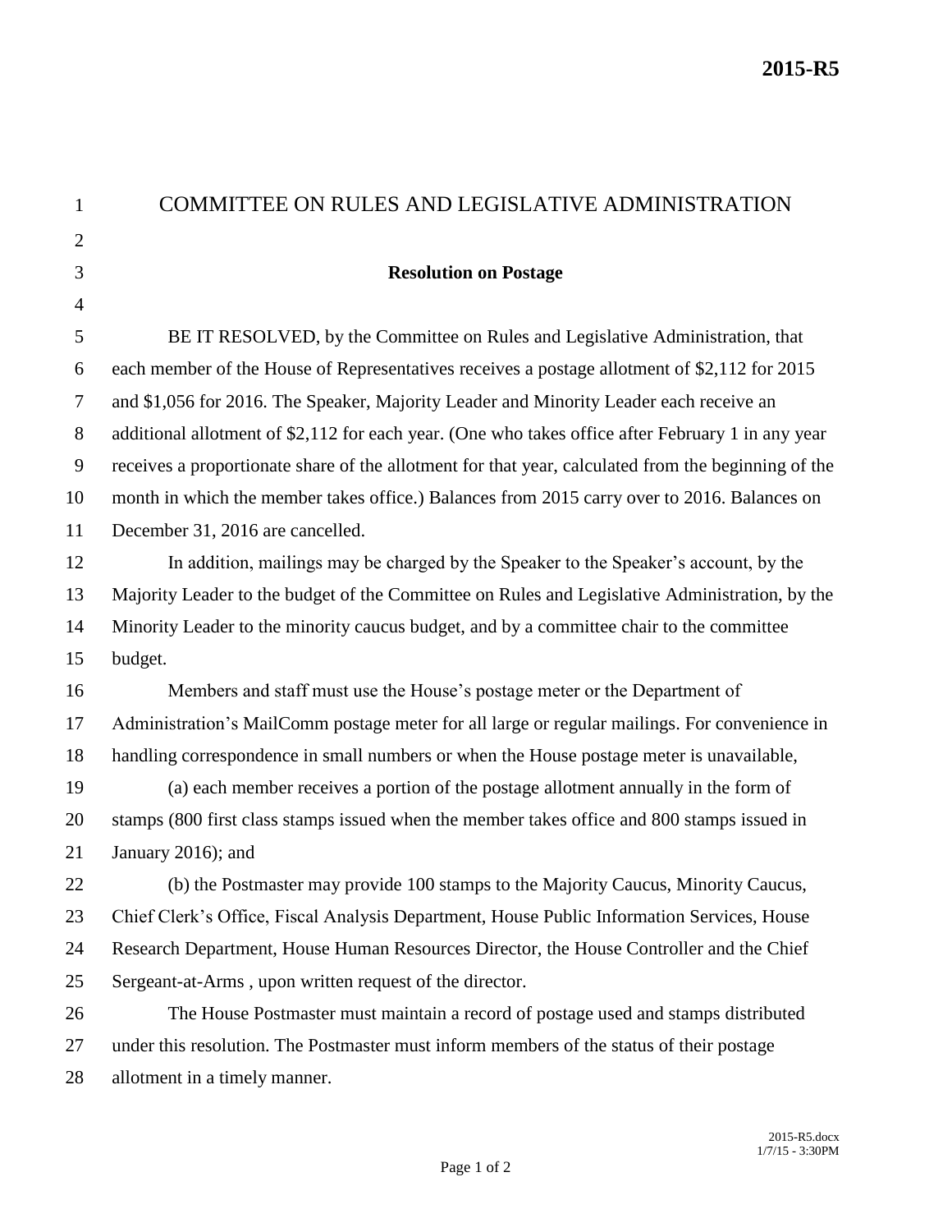**2015-R5**

# COMMITTEE ON RULES AND LEGISLATIVE ADMINISTRATION

### Resolution on Postage

BE IT RESOLVED, by the Committee on Rules and Legislative Administration, that each member of the House of Representatives receives a postage allotment of $2,112 for 2015 and $1,056 for 2016. The Speaker, Majority Leader and Minority Leader each receive an additional allotment of $2,112 for each year. (One who takes office after February 1 in any year receives a proportionate share of the allotment for that year, calculated from the beginning of the month in which the member takes office.) Balances from 2015 carry over to 2016. Balances on December 31, 2016 are cancelled.

In addition, mailings may be charged by the Speaker to the Speaker's account, by the Majority Leader to the budget of the Committee on Rules and Legislative Administration, by the Minority Leader to the minority caucus budget, and by a committee chair to the committee budget.

Members and staff must use the House's postage meter or the Department of Administration's MailComm postage meter for all large or regular mailings. For convenience in handling correspondence in small numbers or when the House postage meter is unavailable,

(a) each member receives a portion of the postage allotment annually in the form of stamps (800 first class stamps issued when the member takes office and 800 stamps issued in January 2016); and

(b) the Postmaster may provide 100 stamps to the Majority Caucus, Minority Caucus, Chief Clerk's Office, Fiscal Analysis Department, House Public Information Services, House Research Department, House Human Resources Director, the House Controller and the Chief Sergeant-at-Arms , upon written request of the director.

The House Postmaster must maintain a record of postage used and stamps distributed under this resolution. The Postmaster must inform members of the status of their postage allotment in a timely manner.

2015-R5.docx
1/7/15 - 3:30PM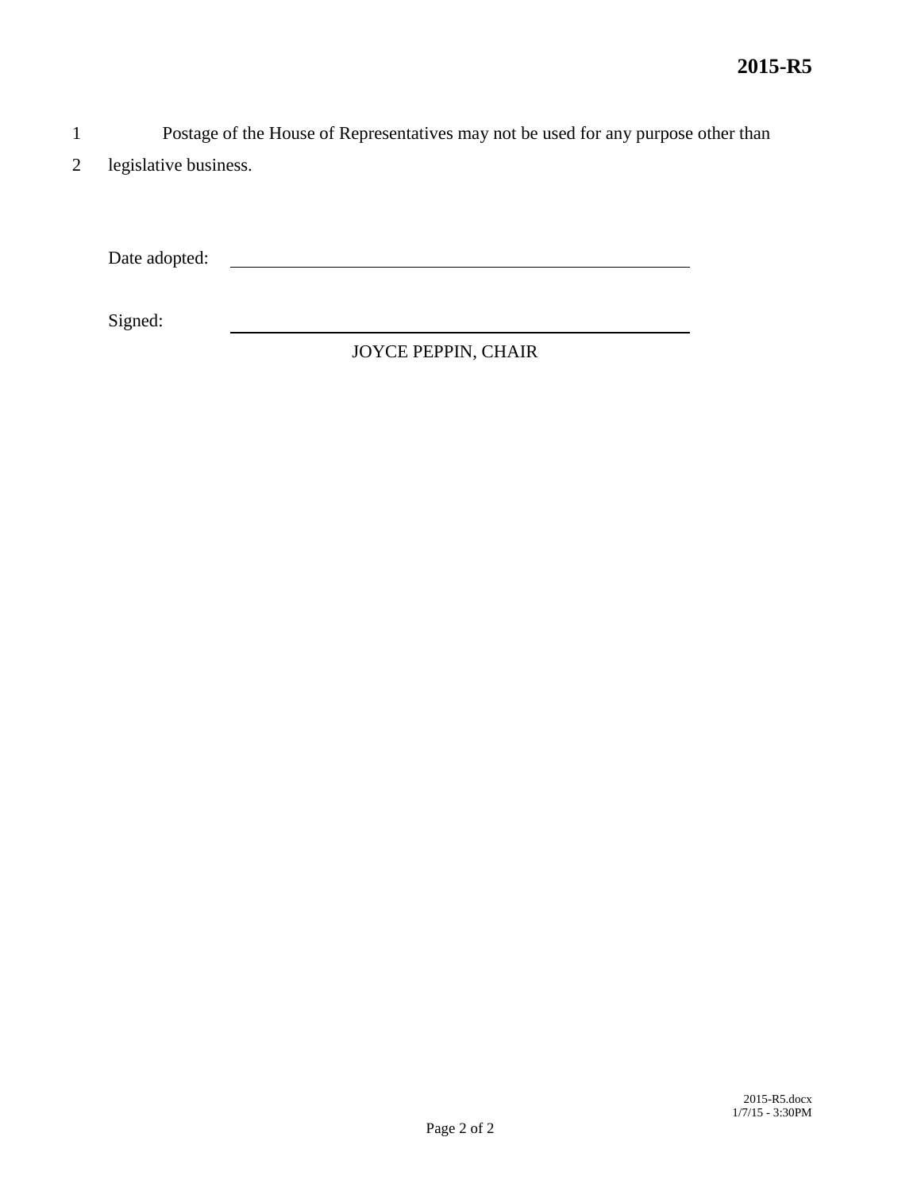Postage of the House of Representatives may not be used for any purpose other than legislative business.

Date adopted: \_\_\_\_\_\_\_\_\_\_\_\_\_\_\_\_\_\_\_\_\_\_\_\_\_\_\_\_\_\_\_\_\_\_\_\_\_\_\_\_

Signed: \_\_\_\_\_\_\_\_\_\_\_\_\_\_\_\_\_\_\_\_\_\_\_\_\_\_\_\_\_\_\_\_\_\_\_\_\_\_\_\_

JOYCE PEPPIN, CHAIR